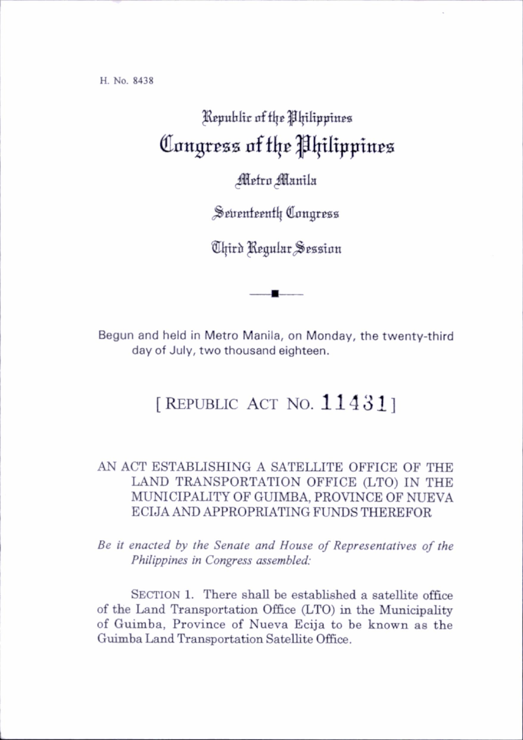H. No. 8438

Republic of the Philippines

# Congress of the Philippines

Metro Manila

Seventeenth Congress

Third Regular Session

Begun and held in Metro Manila, on Monday, the twenty-third day of July, two thousand eighteen.

## [ REPUBLIC ACT NO. 11431 ]

AN ACT ESTABLISHING A SATELLITE OFFICE OF THE LAND TRANSPORTATION OFFICE (LTO) IN THE MUNICIPALITY OF GUIMBA, PROVINCE OF NUEVA ECIJA AND APPROPRIATING FUNDS THEREFOR

*Be it enacted by the Senate and House of Representatives of the Philippines in Congress assembled:*

SECTION 1. There shall be established a satellite office of the Land Transportation Office (LTO) in the Municipality of Guimba, Province of Nueva Ecija to be known as the Guimba Land Transportation Satellite Office.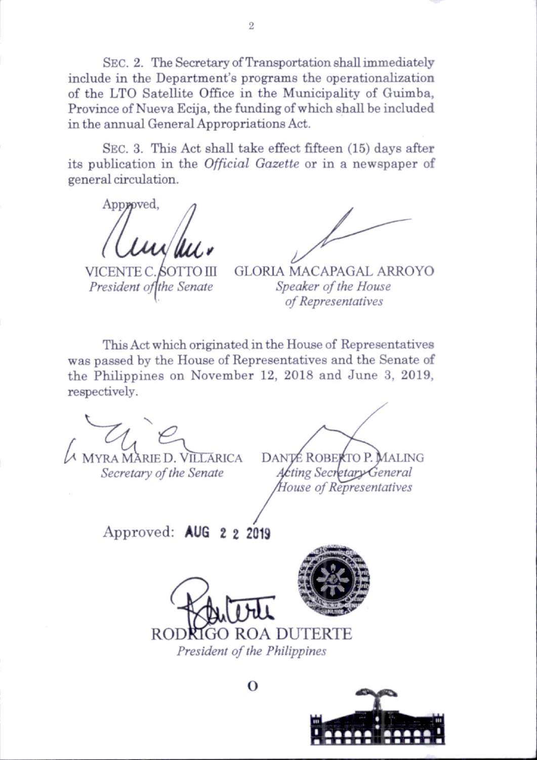SEC. 2. The Secretary of Transportation shall immediately include in the Department's programs the operationalization of the LTO Satellite Office in the Municipality of Guimba, Province of Nueva Ecija, the funding of which shall be included in the annual General Appropriations Act.

SEC. 3. This Act shall take effect fifteen (15) days after its publication in the *Official Gazette* or in a newspaper of general circulation.

Approved,

VICENTE C. SOTTO III
*President of the Senate*

GLORIA MACAPAGAL ARROYO
*Speaker of the House of Representatives*

This Act which originated in the House of Representatives was passed by the House of Representatives and the Senate of the Philippines on November 12, 2018 and June 3, 2019, respectively.

MYRA MARIE D. VILLARICA
*Secretary of the Senate*

DANTE ROBERTO P. MALING
*Acting Secretary General House of Representatives*

Approved: **AUG 22 2019**

RODRIGO ROA DUTERTE
*President of the Philippines*

O